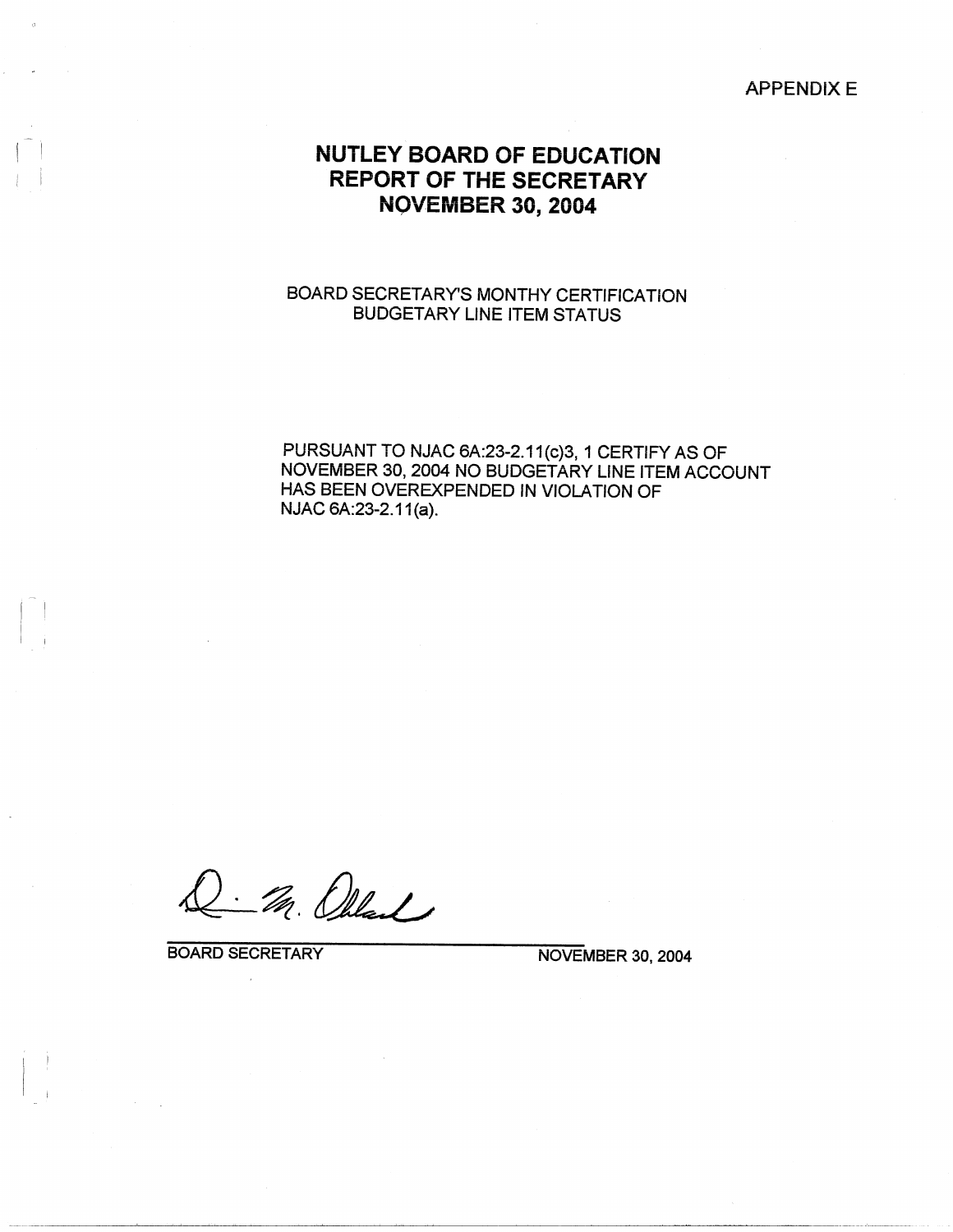APPENDIX E

# NUTLEY BOARD OF EDUCATION
# REPORT OF THE SECRETARY
# NOVEMBER 30, 2004

BOARD SECRETARY'S MONTHY CERTIFICATION
BUDGETARY LINE ITEM STATUS

PURSUANT TO NJAC 6A:23-2.11(c)3, 1 CERTIFY AS OF NOVEMBER 30, 2004 NO BUDGETARY LINE ITEM ACCOUNT HAS BEEN OVEREXPENDED IN VIOLATION OF NJAC 6A:23-2.11(a).

BOARD SECRETARY NOVEMBER 30, 2004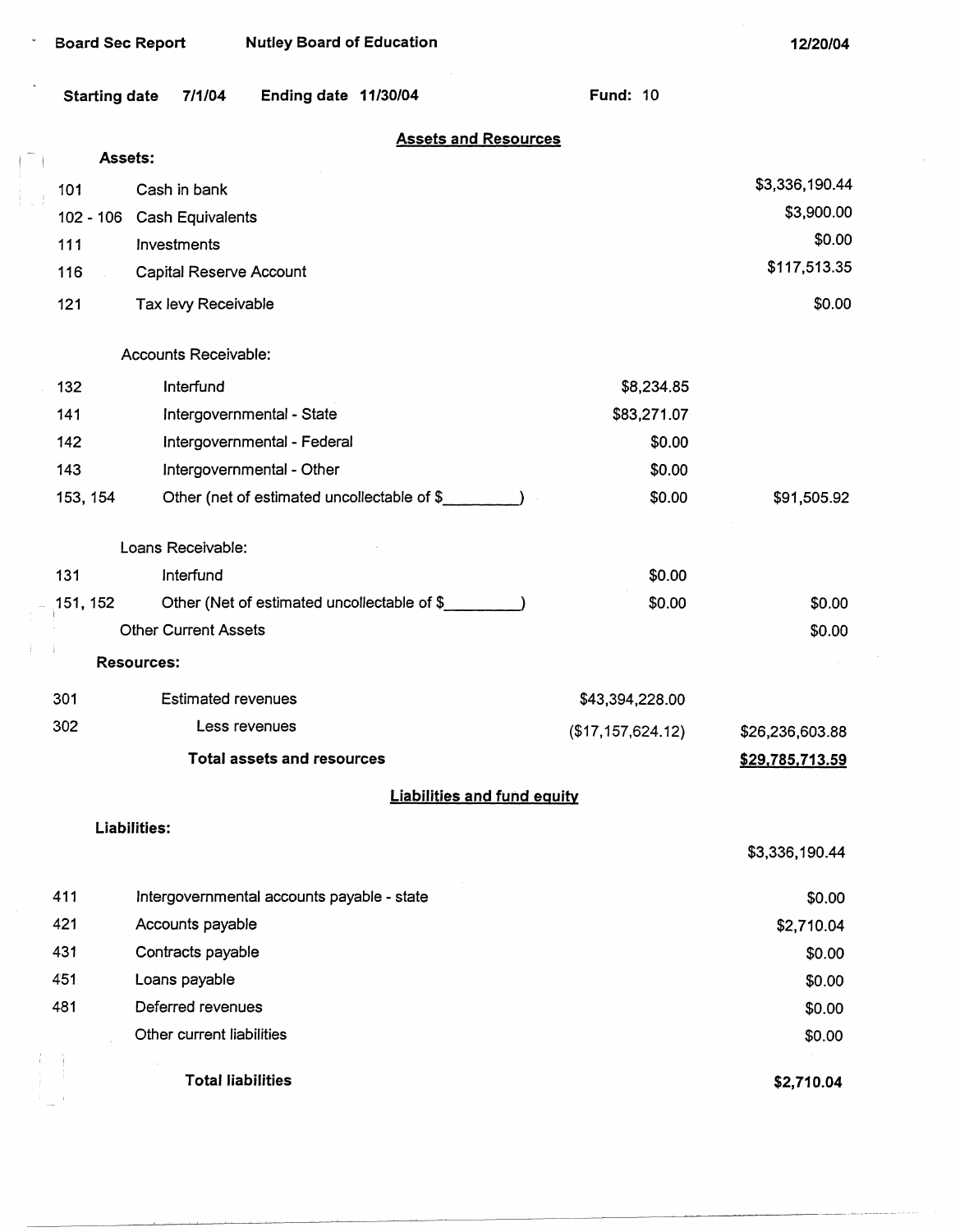Board Sec Report Nutley Board of Education 12/20/04

Starting date 7/1/04 Ending date 11/30/04 Fund: 10

## Assets and Resources

| | | | |
|---|---|---|---|
| **Assets:** | | | |
| 101 | Cash in bank | | $3,336,190.44 |
| 102 - 106 | Cash Equivalents | | $3,900.00 |
| 111 | Investments | | $0.00 |
| 116 | Capital Reserve Account | | $117,513.35 |
| 121 | Tax levy Receivable | | $0.00 |
| | Accounts Receivable: | | |
| 132 | Interfund | $8,234.85 | |
| 141 | Intergovernmental - State | $83,271.07 | |
| 142 | Intergovernmental - Federal | $0.00 | |
| 143 | Intergovernmental - Other | $0.00 | |
| 153, 154 | Other (net of estimated uncollectable of $_________) | $0.00 | $91,505.92 |
| | Loans Receivable: | | |
| 131 | Interfund | $0.00 | |
| 151, 152 | Other (Net of estimated uncollectable of $_________) | $0.00 | $0.00 |
| | Other Current Assets | | $0.00 |
| **Resources:** | | | |
| 301 | Estimated revenues | $43,394,228.00 | |
| 302 | Less revenues | ($17,157,624.12) | $26,236,603.88 |
| | **Total assets and resources** | | **$29,785,713.59** |

## Liabilities and fund equity

| | | |
|---|---|---|
| **Liabilities:** | | |
| | | $3,336,190.44 |
| 411 | Intergovernmental accounts payable - state | $0.00 |
| 421 | Accounts payable | $2,710.04 |
| 431 | Contracts payable | $0.00 |
| 451 | Loans payable | $0.00 |
| 481 | Deferred revenues | $0.00 |
| | Other current liabilities | $0.00 |
| | **Total liabilities** | **$2,710.04** |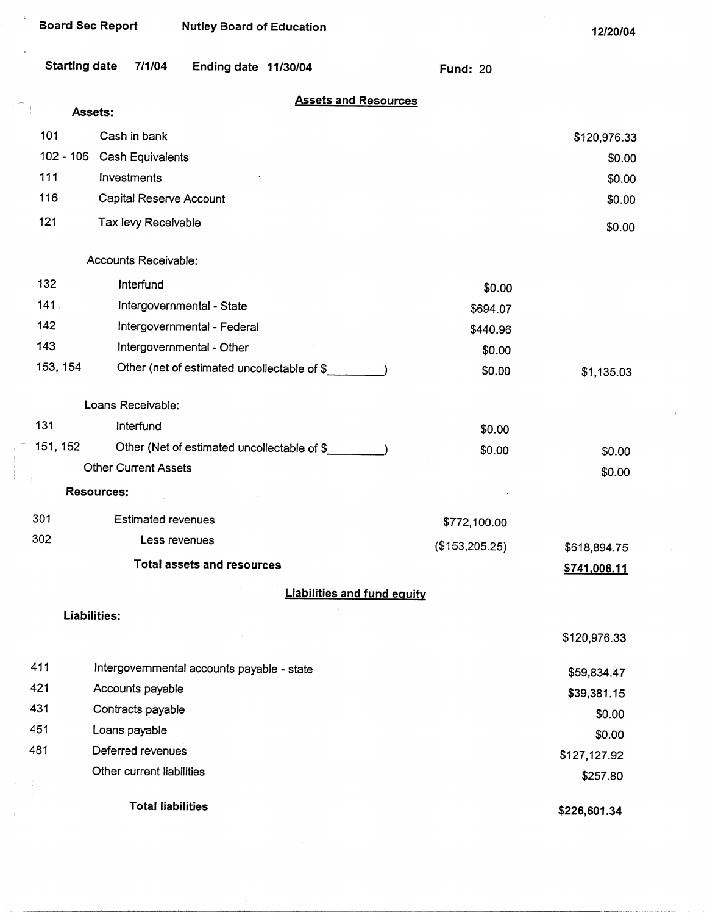Board Sec Report Nutley Board of Education 12/20/04

Starting date 7/1/04 Ending date 11/30/04 Fund: 20

## Assets and Resources

**Assets:**

| Code | Description | | Amount |
|---|---|---|---|
| 101 | Cash in bank | | $120,976.33 |
| 102 - 106 | Cash Equivalents | | $0.00 |
| 111 | Investments | | $0.00 |
| 116 | Capital Reserve Account | | $0.00 |
| 121 | Tax levy Receivable | | $0.00 |
| | Accounts Receivable: | | |
| 132 | Interfund | $0.00 | |
| 141 | Intergovernmental - State | $694.07 | |
| 142 | Intergovernmental - Federal | $440.96 | |
| 143 | Intergovernmental - Other | $0.00 | |
| 153, 154 | Other (net of estimated uncollectable of $________) | $0.00 | $1,135.03 |
| | Loans Receivable: | | |
| 131 | Interfund | $0.00 | |
| 151, 152 | Other (Net of estimated uncollectable of $________) | $0.00 | $0.00 |
| | Other Current Assets | | $0.00 |

**Resources:**

| Code | Description | | Amount |
|---|---|---|---|
| 301 | Estimated revenues | $772,100.00 | |
| 302 | Less revenues | ($153,205.25) | $618,894.75 |
| | **Total assets and resources** | | **$741,006.11** |

## Liabilities and fund equity

**Liabilities:**

| Code | Description | Amount |
|---|---|---|
| | | $120,976.33 |
| 411 | Intergovernmental accounts payable - state | $59,834.47 |
| 421 | Accounts payable | $39,381.15 |
| 431 | Contracts payable | $0.00 |
| 451 | Loans payable | $0.00 |
| 481 | Deferred revenues | $127,127.92 |
| | Other current liabilities | $257.80 |
| | **Total liabilities** | **$226,601.34** |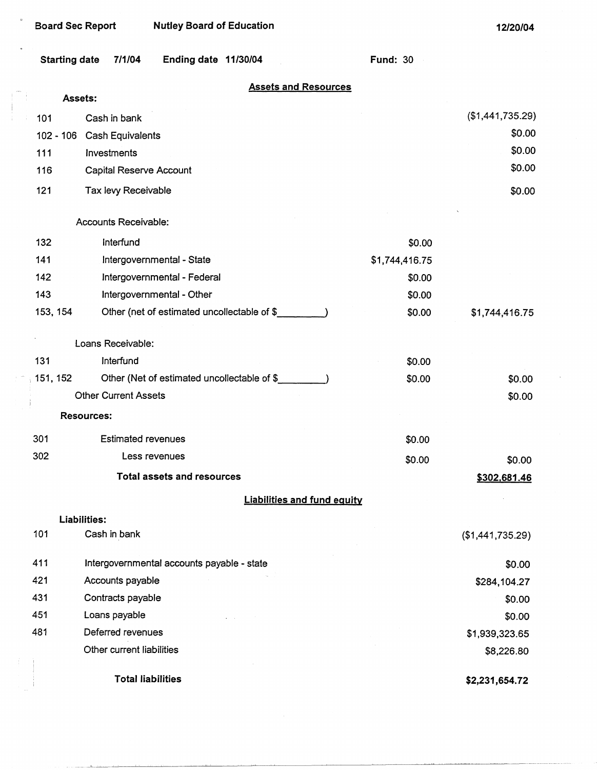Board Sec Report — Nutley Board of Education — 12/20/04

Starting date 7/1/04 — Ending date 11/30/04 — Fund: 30

## Assets and Resources

| Code | Description | | Amount |
|---|---|---|---|
| | **Assets:** | | |
| 101 | Cash in bank | | ($1,441,735.29) |
| 102 - 106 | Cash Equivalents | | $0.00 |
| 111 | Investments | | $0.00 |
| 116 | Capital Reserve Account | | $0.00 |
| 121 | Tax levy Receivable | | $0.00 |
| | Accounts Receivable: | | |
| 132 | Interfund | $0.00 | |
| 141 | Intergovernmental - State | $1,744,416.75 | |
| 142 | Intergovernmental - Federal | $0.00 | |
| 143 | Intergovernmental - Other | $0.00 | |
| 153, 154 | Other (net of estimated uncollectable of $________) | $0.00 | $1,744,416.75 |
| | Loans Receivable: | | |
| 131 | Interfund | $0.00 | |
| 151, 152 | Other (Net of estimated uncollectable of $________) | $0.00 | $0.00 |
| | Other Current Assets | | $0.00 |
| | **Resources:** | | |
| 301 | Estimated revenues | $0.00 | |
| 302 | Less revenues | $0.00 | $0.00 |
| | **Total assets and resources** | | **$302,681.46** |

## Liabilities and fund equity

| Code | Description | Amount |
|---|---|---|
| | **Liabilities:** | |
| 101 | Cash in bank | ($1,441,735.29) |
| 411 | Intergovernmental accounts payable - state | $0.00 |
| 421 | Accounts payable | $284,104.27 |
| 431 | Contracts payable | $0.00 |
| 451 | Loans payable | $0.00 |
| 481 | Deferred revenues | $1,939,323.65 |
| | Other current liabilities | $8,226.80 |
| | **Total liabilities** | **$2,231,654.72** |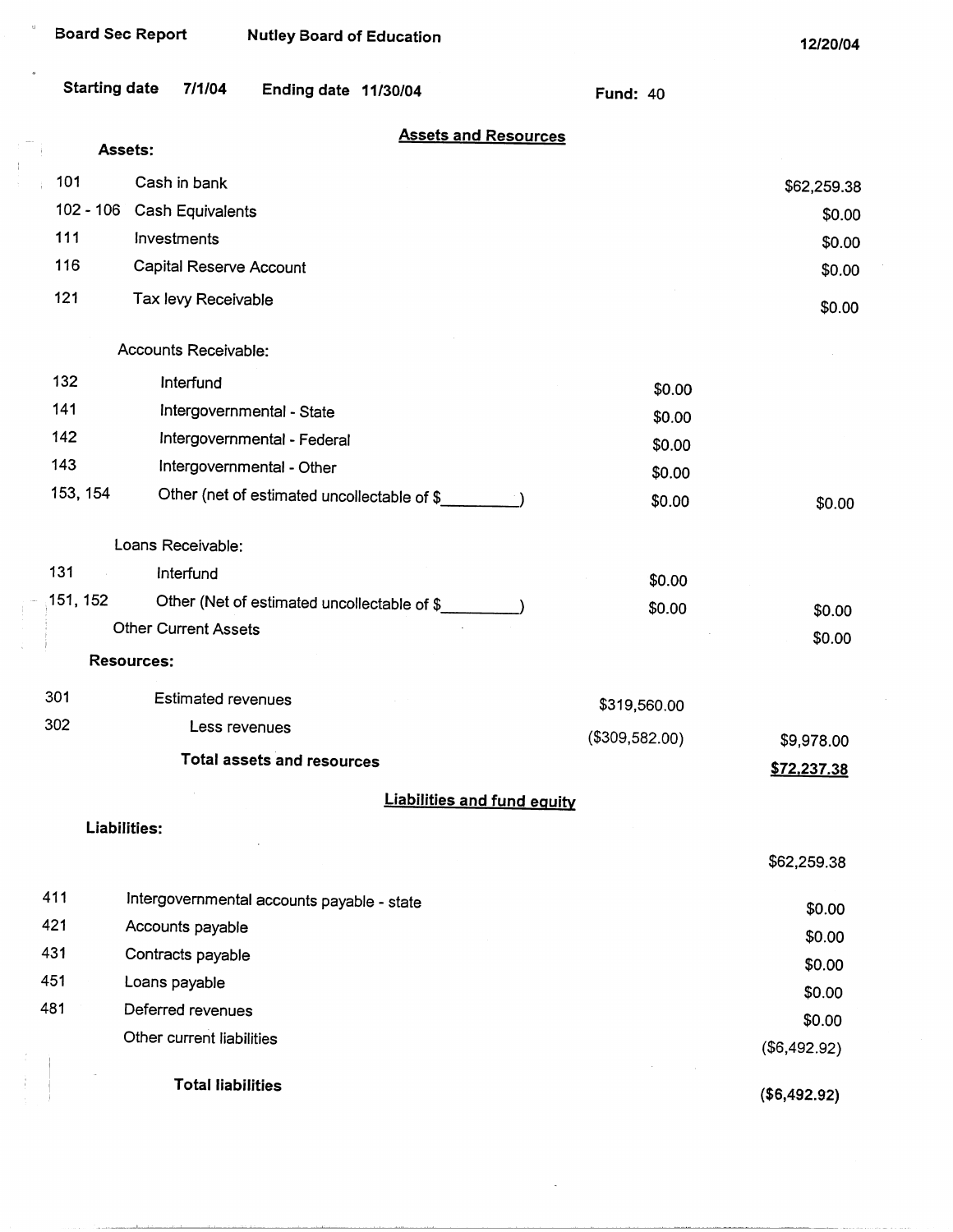Board Sec Report    Nutley Board of Education    12/20/04

Starting date 7/1/04    Ending date 11/30/04    Fund: 40

## Assets and Resources

**Assets:**

| Code | Description | | |
|---|---|---|---|
| 101 | Cash in bank | | $62,259.38 |
| 102 - 106 | Cash Equivalents | | $0.00 |
| 111 | Investments | | $0.00 |
| 116 | Capital Reserve Account | | $0.00 |
| 121 | Tax levy Receivable | | $0.00 |
| | Accounts Receivable: | | |
| 132 | Interfund | $0.00 | |
| 141 | Intergovernmental - State | $0.00 | |
| 142 | Intergovernmental - Federal | $0.00 | |
| 143 | Intergovernmental - Other | $0.00 | |
| 153, 154 | Other (net of estimated uncollectable of $_________) | $0.00 | $0.00 |
| | Loans Receivable: | | |
| 131 | Interfund | $0.00 | |
| 151, 152 | Other (Net of estimated uncollectable of $_________) | $0.00 | $0.00 |
| | Other Current Assets | | $0.00 |
| | **Resources:** | | |
| 301 | Estimated revenues | $319,560.00 | |
| 302 | Less revenues | ($309,582.00) | $9,978.00 |
| | **Total assets and resources** | | **$72,237.38** |

## Liabilities and fund equity

**Liabilities:**

| Code | Description | |
|---|---|---|
| | | $62,259.38 |
| 411 | Intergovernmental accounts payable - state | $0.00 |
| 421 | Accounts payable | $0.00 |
| 431 | Contracts payable | $0.00 |
| 451 | Loans payable | $0.00 |
| 481 | Deferred revenues | $0.00 |
| | Other current liabilities | ($6,492.92) |
| | **Total liabilities** | **($6,492.92)** |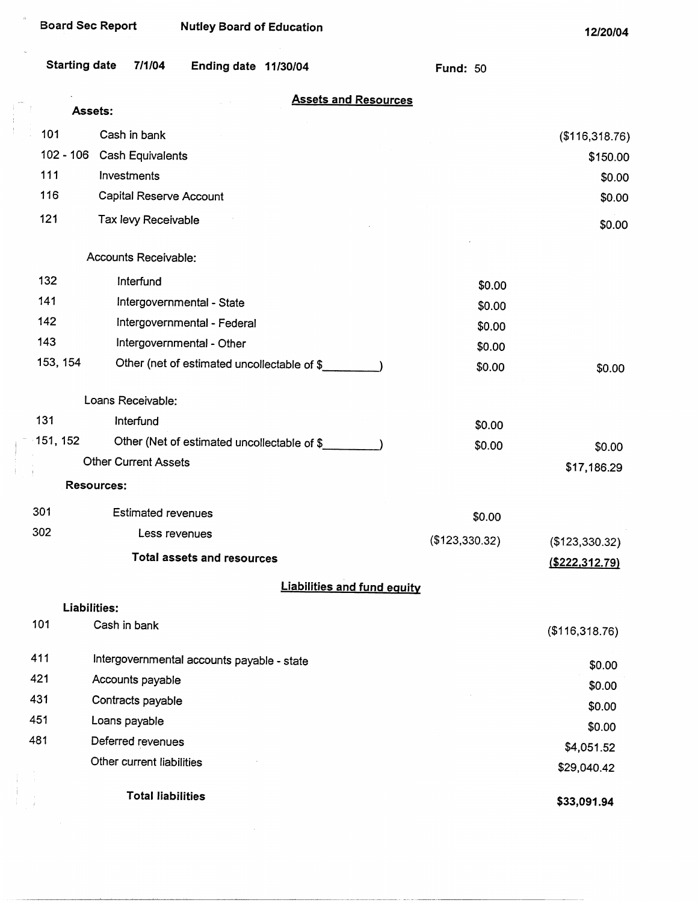Board Sec Report | Nutley Board of Education | 12/20/04

Starting date 7/1/04 | Ending date 11/30/04 | Fund: 50

## Assets and Resources

| | | | |
|---|---|---|---|
| **Assets:** | | | |
| 101 | Cash in bank | | ($116,318.76) |
| 102 - 106 | Cash Equivalents | | $150.00 |
| 111 | Investments | | $0.00 |
| 116 | Capital Reserve Account | | $0.00 |
| 121 | Tax levy Receivable | | $0.00 |
| | Accounts Receivable: | | |
| 132 | Interfund | $0.00 | |
| 141 | Intergovernmental - State | $0.00 | |
| 142 | Intergovernmental - Federal | $0.00 | |
| 143 | Intergovernmental - Other | $0.00 | |
| 153, 154 | Other (net of estimated uncollectable of $\_\_\_\_\_\_\_\_\_) | $0.00 | $0.00 |
| | Loans Receivable: | | |
| 131 | Interfund | $0.00 | |
| 151, 152 | Other (Net of estimated uncollectable of $\_\_\_\_\_\_\_\_\_) | $0.00 | $0.00 |
| | Other Current Assets | | $17,186.29 |
| **Resources:** | | | |
| 301 | Estimated revenues | $0.00 | |
| 302 | Less revenues | ($123,330.32) | ($123,330.32) |
| | **Total assets and resources** | | **($222,312.79)** |

## Liabilities and fund equity

| | | |
|---|---|---|
| **Liabilities:** | | |
| 101 | Cash in bank | ($116,318.76) |
| 411 | Intergovernmental accounts payable - state | $0.00 |
| 421 | Accounts payable | $0.00 |
| 431 | Contracts payable | $0.00 |
| 451 | Loans payable | $0.00 |
| 481 | Deferred revenues | $4,051.52 |
| | Other current liabilities | $29,040.42 |
| | **Total liabilities** | **$33,091.94** |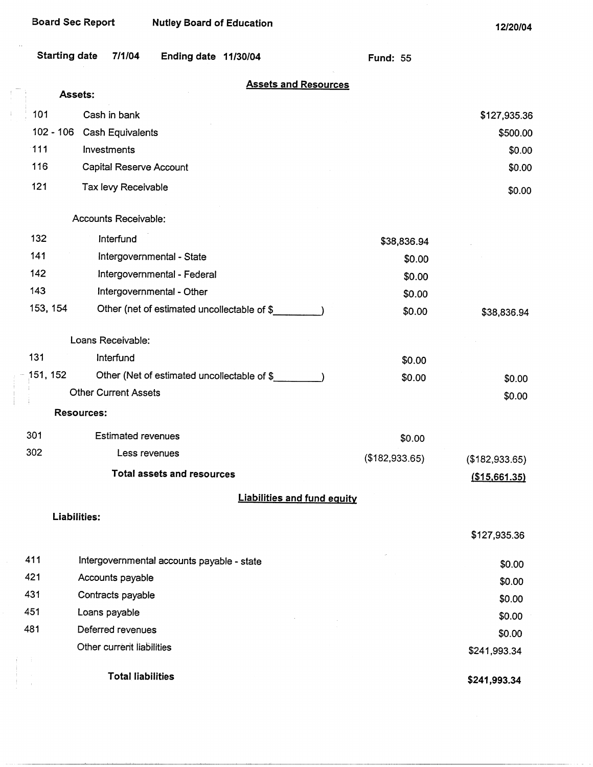Board Sec Report — Nutley Board of Education — 12/20/04

Starting date 7/1/04 Ending date 11/30/04 Fund: 55

## Assets and Resources

**Assets:**

| | | | |
|---|---|---|---|
| 101 | Cash in bank | | $127,935.36 |
| 102 - 106 | Cash Equivalents | | $500.00 |
| 111 | Investments | | $0.00 |
| 116 | Capital Reserve Account | | $0.00 |
| 121 | Tax levy Receivable | | $0.00 |
| | Accounts Receivable: | | |
| 132 | Interfund | $38,836.94 | |
| 141 | Intergovernmental - State | $0.00 | |
| 142 | Intergovernmental - Federal | $0.00 | |
| 143 | Intergovernmental - Other | $0.00 | |
| 153, 154 | Other (net of estimated uncollectable of $________) | $0.00 | $38,836.94 |
| | Loans Receivable: | | |
| 131 | Interfund | $0.00 | |
| 151, 152 | Other (Net of estimated uncollectable of $________) | $0.00 | $0.00 |
| | Other Current Assets | | $0.00 |
| | **Resources:** | | |
| 301 | Estimated revenues | $0.00 | |
| 302 | Less revenues | ($182,933.65) | ($182,933.65) |
| | **Total assets and resources** | | **($15,661.35)** |

## Liabilities and fund equity

**Liabilities:**

| | | |
|---|---|---|
| | | $127,935.36 |
| 411 | Intergovernmental accounts payable - state | $0.00 |
| 421 | Accounts payable | $0.00 |
| 431 | Contracts payable | $0.00 |
| 451 | Loans payable | $0.00 |
| 481 | Deferred revenues | $0.00 |
| | Other current liabilities | $241,993.34 |
| | **Total liabilities** | **$241,993.34** |